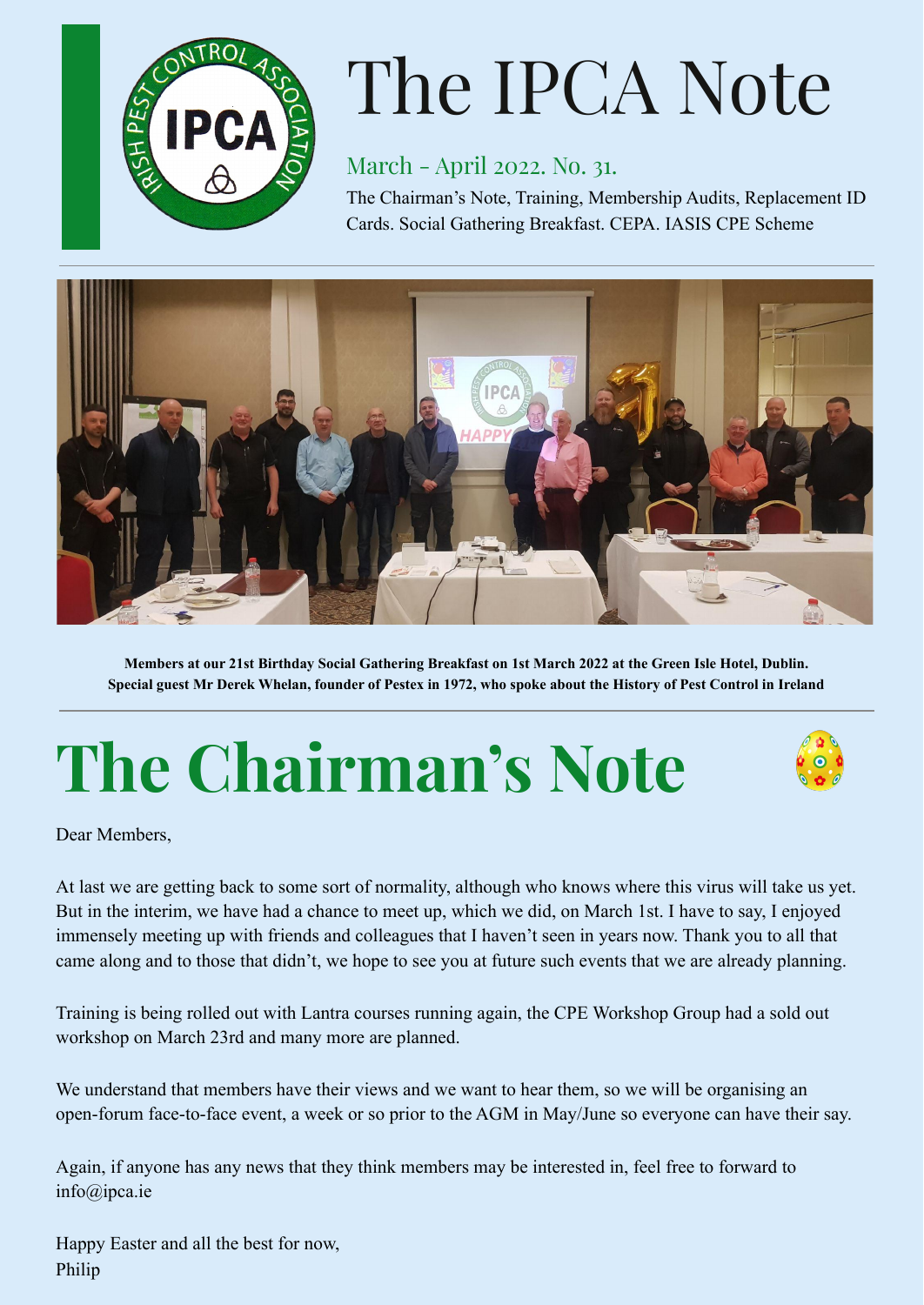# The IPCA Note

March - April 2022. No. 31.

The Chairman's Note, Training, Membership Audits, Replacement ID Cards. Social Gathering Breakfast. CEPA. IASIS CPE Scheme

**Members at our 21st Birthday Social Gathering Breakfast on 1st March 2022 at the Green Isle Hotel, Dublin. Special guest Mr Derek Whelan, founder of Pestex in 1972, who spoke about the History of Pest Control in Ireland**

## The Chairman's Note

Dear Members,

At last we are getting back to some sort of normality, although who knows where this virus will take us yet. But in the interim, we have had a chance to meet up, which we did, on March 1st. I have to say, I enjoyed immensely meeting up with friends and colleagues that I haven't seen in years now. Thank you to all that came along and to those that didn't, we hope to see you at future such events that we are already planning.

Training is being rolled out with Lantra courses running again, the CPE Workshop Group had a sold out workshop on March 23rd and many more are planned.

We understand that members have their views and we want to hear them, so we will be organising an open-forum face-to-face event, a week or so prior to the AGM in May/June so everyone can have their say.

Again, if anyone has any news that they think members may be interested in, feel free to forward to info@ipca.ie

Happy Easter and all the best for now,
Philip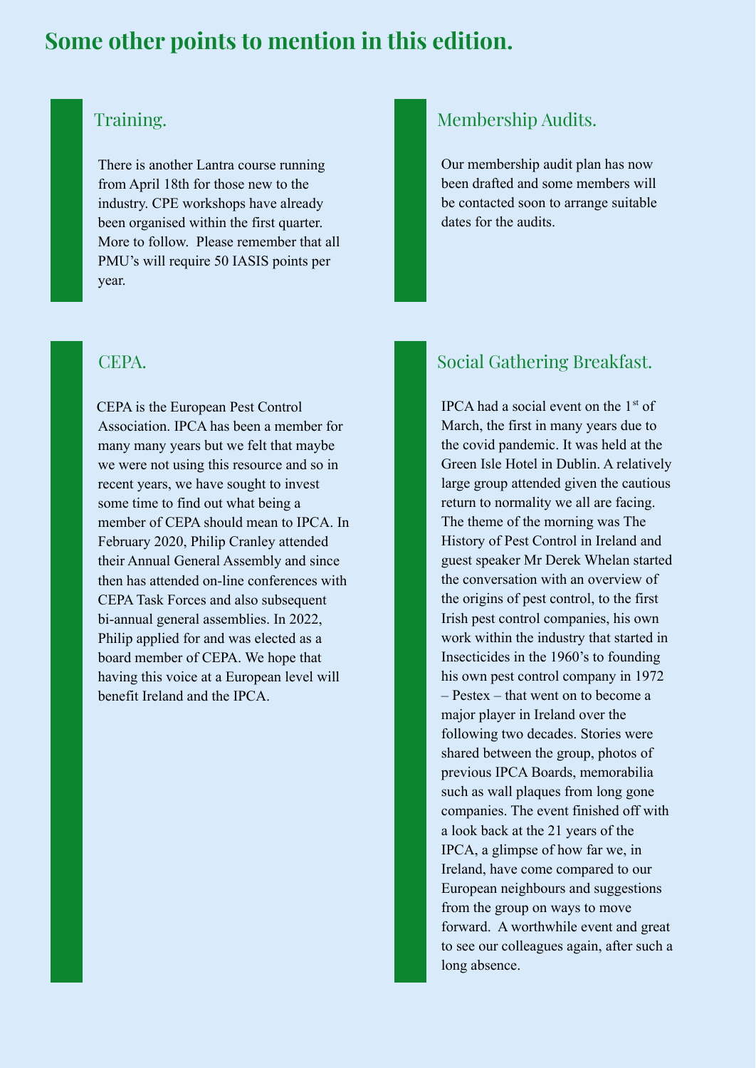# Some other points to mention in this edition.

## Training.

There is another Lantra course running from April 18th for those new to the industry. CPE workshops have already been organised within the first quarter. More to follow. Please remember that all PMU's will require 50 IASIS points per year.

## CEPA.

CEPA is the European Pest Control Association. IPCA has been a member for many many years but we felt that maybe we were not using this resource and so in recent years, we have sought to invest some time to find out what being a member of CEPA should mean to IPCA. In February 2020, Philip Cranley attended their Annual General Assembly and since then has attended on-line conferences with CEPA Task Forces and also subsequent bi-annual general assemblies. In 2022, Philip applied for and was elected as a board member of CEPA. We hope that having this voice at a European level will benefit Ireland and the IPCA.

## Membership Audits.

Our membership audit plan has now been drafted and some members will be contacted soon to arrange suitable dates for the audits.

## Social Gathering Breakfast.

IPCA had a social event on the 1st of March, the first in many years due to the covid pandemic. It was held at the Green Isle Hotel in Dublin. A relatively large group attended given the cautious return to normality we all are facing. The theme of the morning was The History of Pest Control in Ireland and guest speaker Mr Derek Whelan started the conversation with an overview of the origins of pest control, to the first Irish pest control companies, his own work within the industry that started in Insecticides in the 1960's to founding his own pest control company in 1972 – Pestex – that went on to become a major player in Ireland over the following two decades. Stories were shared between the group, photos of previous IPCA Boards, memorabilia such as wall plaques from long gone companies. The event finished off with a look back at the 21 years of the IPCA, a glimpse of how far we, in Ireland, have come compared to our European neighbours and suggestions from the group on ways to move forward. A worthwhile event and great to see our colleagues again, after such a long absence.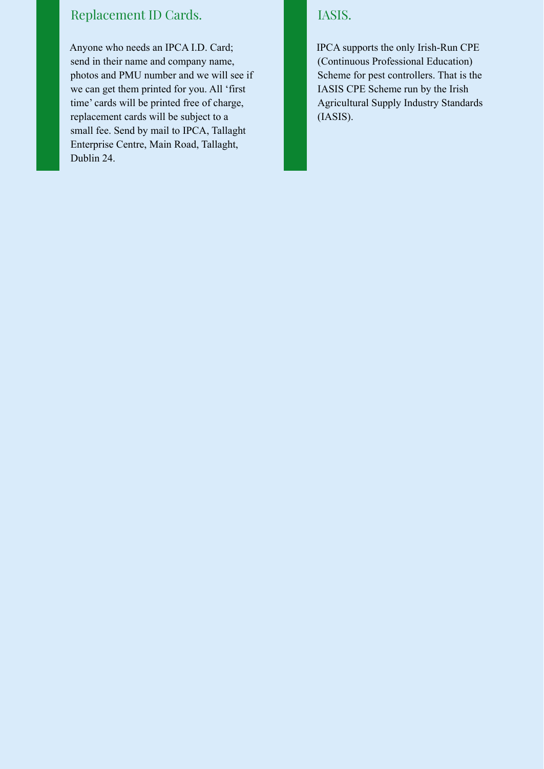## Replacement ID Cards.

Anyone who needs an IPCA I.D. Card; send in their name and company name, photos and PMU number and we will see if we can get them printed for you. All 'first time' cards will be printed free of charge, replacement cards will be subject to a small fee. Send by mail to IPCA, Tallaght Enterprise Centre, Main Road, Tallaght, Dublin 24.

## IASIS.

IPCA supports the only Irish-Run CPE (Continuous Professional Education) Scheme for pest controllers. That is the IASIS CPE Scheme run by the Irish Agricultural Supply Industry Standards (IASIS).